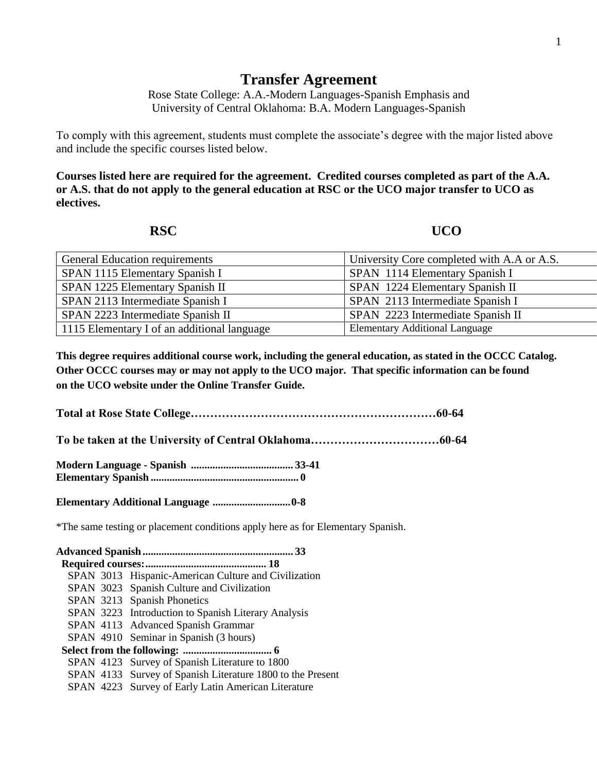# Transfer Agreement

Rose State College: A.A.-Modern Languages-Spanish Emphasis and
University of Central Oklahoma: B.A. Modern Languages-Spanish

To comply with this agreement, students must complete the associate's degree with the major listed above and include the specific courses listed below.

**Courses listed here are required for the agreement. Credited courses completed as part of the A.A. or A.S. that do not apply to the general education at RSC or the UCO major transfer to UCO as electives.**

| RSC | UCO |
|---|---|
| General Education requirements | University Core completed with A.A or A.S. |
| SPAN 1115 Elementary Spanish I | SPAN 1114 Elementary Spanish I |
| SPAN 1225 Elementary Spanish II | SPAN 1224 Elementary Spanish II |
| SPAN 2113 Intermediate Spanish I | SPAN 2113 Intermediate Spanish I |
| SPAN 2223 Intermediate Spanish II | SPAN 2223 Intermediate Spanish II |
| 1115 Elementary I of an additional language | Elementary Additional Language |

**This degree requires additional course work, including the general education, as stated in the OCCC Catalog. Other OCCC courses may or may not apply to the UCO major. That specific information can be found on the UCO website under the Online Transfer Guide.**

**Total at Rose State College……………………………………………………60-64**

**To be taken at the University of Central Oklahoma……………………………60-64**

**Modern Language - Spanish ...................................... 33-41**
**Elementary Spanish ...................................................... 0**

**Elementary Additional Language ............................. 0-8**

*The same testing or placement conditions apply here as for Elementary Spanish.

**Advanced Spanish ........................................................ 33**

**Required courses:............................................ 18**

- SPAN 3013 Hispanic-American Culture and Civilization
- SPAN 3023 Spanish Culture and Civilization
- SPAN 3213 Spanish Phonetics
- SPAN 3223 Introduction to Spanish Literary Analysis
- SPAN 4113 Advanced Spanish Grammar
- SPAN 4910 Seminar in Spanish (3 hours)

**Select from the following: ................................. 6**

- SPAN 4123 Survey of Spanish Literature to 1800
- SPAN 4133 Survey of Spanish Literature 1800 to the Present
- SPAN 4223 Survey of Early Latin American Literature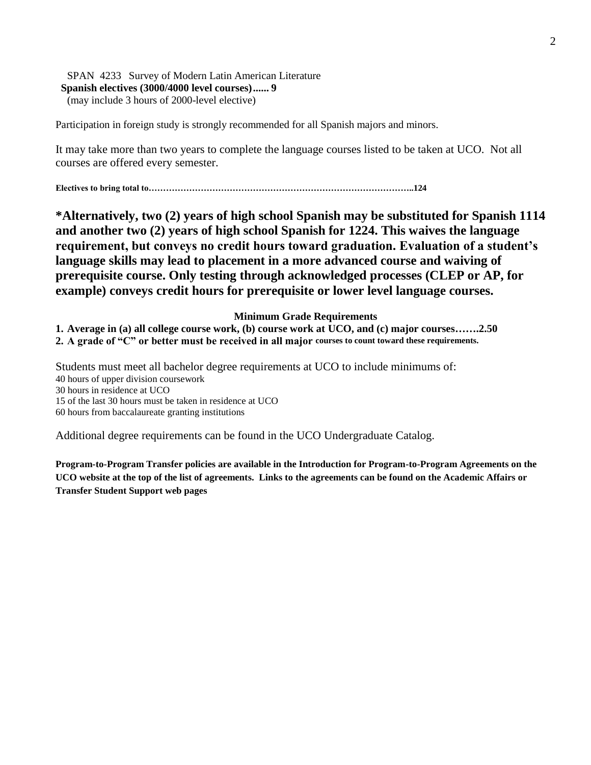SPAN 4233 Survey of Modern Latin American Literature

**Spanish electives (3000/4000 level courses)...... 9**
(may include 3 hours of 2000-level elective)

Participation in foreign study is strongly recommended for all Spanish majors and minors.

It may take more than two years to complete the language courses listed to be taken at UCO. Not all courses are offered every semester.

**Electives to bring total to……………………………………………………………………………..124**

**\*Alternatively, two (2) years of high school Spanish may be substituted for Spanish 1114 and another two (2) years of high school Spanish for 1224. This waives the language requirement, but conveys no credit hours toward graduation. Evaluation of a student's language skills may lead to placement in a more advanced course and waiving of prerequisite course. Only testing through acknowledged processes (CLEP or AP, for example) conveys credit hours for prerequisite or lower level language courses.**

**Minimum Grade Requirements**

1. **Average in (a) all college course work, (b) course work at UCO, and (c) major courses…….2.50**
2. **A grade of "C" or better must be received in all major courses to count toward these requirements.**

Students must meet all bachelor degree requirements at UCO to include minimums of:
40 hours of upper division coursework
30 hours in residence at UCO
15 of the last 30 hours must be taken in residence at UCO
60 hours from baccalaureate granting institutions

Additional degree requirements can be found in the UCO Undergraduate Catalog.

**Program-to-Program Transfer policies are available in the Introduction for Program-to-Program Agreements on the UCO website at the top of the list of agreements. Links to the agreements can be found on the Academic Affairs or Transfer Student Support web pages**